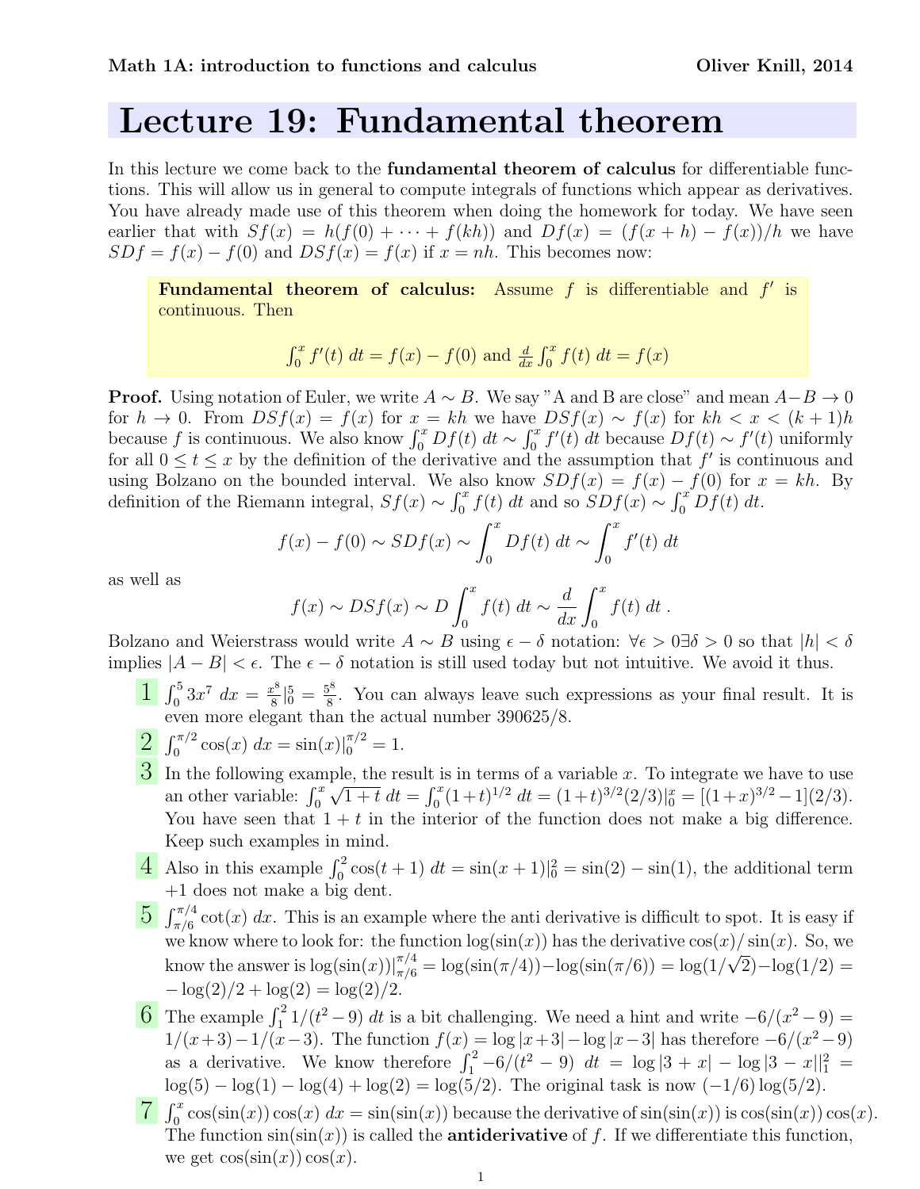**Math 1A: introduction to functions and calculus** **Oliver Knill, 2014**

# Lecture 19: Fundamental theorem

In this lecture we come back to the **fundamental theorem of calculus** for differentiable functions. This will allow us in general to compute integrals of functions which appear as derivatives. You have already made use of this theorem when doing the homework for today. We have seen earlier that with $Sf(x) = h(f(0) + \cdots + f(kh))$ and $Df(x) = (f(x+h) - f(x))/h$ we have $SDf = f(x) - f(0)$ and $DSf(x) = f(x)$ if $x = nh$. This becomes now:

> **Fundamental theorem of calculus:** Assume $f$ is differentiable and $f'$ is continuous. Then
>
> $$\int_0^x f'(t)\, dt = f(x) - f(0) \text{ and } \frac{d}{dx}\int_0^x f(t)\, dt = f(x)$$

**Proof.** Using notation of Euler, we write $A \sim B$. We say "A and B are close" and mean $A - B \to 0$ for $h \to 0$. From $DSf(x) = f(x)$ for $x = kh$ we have $DSf(x) \sim f(x)$ for $kh < x < (k+1)h$ because $f$ is continuous. We also know $\int_0^x Df(t)\, dt \sim \int_0^x f'(t)\, dt$ because $Df(t) \sim f'(t)$ uniformly for all $0 \leq t \leq x$ by the definition of the derivative and the assumption that $f'$ is continuous and using Bolzano on the bounded interval. We also know $SDf(x) = f(x) - f(0)$ for $x = kh$. By definition of the Riemann integral, $Sf(x) \sim \int_0^x f(t)\, dt$ and so $SDf(x) \sim \int_0^x Df(t)\, dt$.

$$f(x) - f(0) \sim SDf(x) \sim \int_0^x Df(t)\, dt \sim \int_0^x f'(t)\, dt$$

as well as

$$f(x) \sim DSf(x) \sim D\int_0^x f(t)\, dt \sim \frac{d}{dx}\int_0^x f(t)\, dt\ .$$

Bolzano and Weierstrass would write $A \sim B$ using $\epsilon - \delta$ notation: $\forall \epsilon > 0 \exists \delta > 0$ so that $|h| < \delta$ implies $|A - B| < \epsilon$. The $\epsilon - \delta$ notation is still used today but not intuitive. We avoid it thus.

**1** $\int_0^5 3x^7\, dx = \frac{x^8}{8}|_0^5 = \frac{5^8}{8}$. You can always leave such expressions as your final result. It is even more elegant than the actual number 390625/8.

**2** $\int_0^{\pi/2} \cos(x)\, dx = \sin(x)|_0^{\pi/2} = 1$.

**3** In the following example, the result is in terms of a variable $x$. To integrate we have to use an other variable: $\int_0^x \sqrt{1+t}\, dt = \int_0^x (1+t)^{1/2}\, dt = (1+t)^{3/2}(2/3)|_0^x = [(1+x)^{3/2} - 1](2/3)$. You have seen that $1 + t$ in the interior of the function does not make a big difference. Keep such examples in mind.

**4** Also in this example $\int_0^2 \cos(t+1)\, dt = \sin(x+1)|_0^2 = \sin(2) - \sin(1)$, the additional term $+1$ does not make a big dent.

**5** $\int_{\pi/6}^{\pi/4} \cot(x)\, dx$. This is an example where the anti derivative is difficult to spot. It is easy if we know where to look for: the function $\log(\sin(x))$ has the derivative $\cos(x)/\sin(x)$. So, we know the answer is $\log(\sin(x))|_{\pi/6}^{\pi/4} = \log(\sin(\pi/4)) - \log(\sin(\pi/6)) = \log(1/\sqrt{2}) - \log(1/2) = -\log(2)/2 + \log(2) = \log(2)/2$.

**6** The example $\int_1^2 1/(t^2 - 9)\, dt$ is a bit challenging. We need a hint and write $-6/(x^2 - 9) = 1/(x+3) - 1/(x-3)$. The function $f(x) = \log|x+3| - \log|x-3|$ has therefore $-6/(x^2-9)$ as a derivative. We know therefore $\int_1^2 -6/(t^2 - 9)\, dt = \log|3+x| - \log|3-x||_1^2 = \log(5) - \log(1) - \log(4) + \log(2) = \log(5/2)$. The original task is now $(-1/6)\log(5/2)$.

**7** $\int_0^x \cos(\sin(x))\cos(x)\, dx = \sin(\sin(x))$ because the derivative of $\sin(\sin(x))$ is $\cos(\sin(x))\cos(x)$. The function $\sin(\sin(x))$ is called the **antiderivative** of $f$. If we differentiate this function, we get $\cos(\sin(x))\cos(x)$.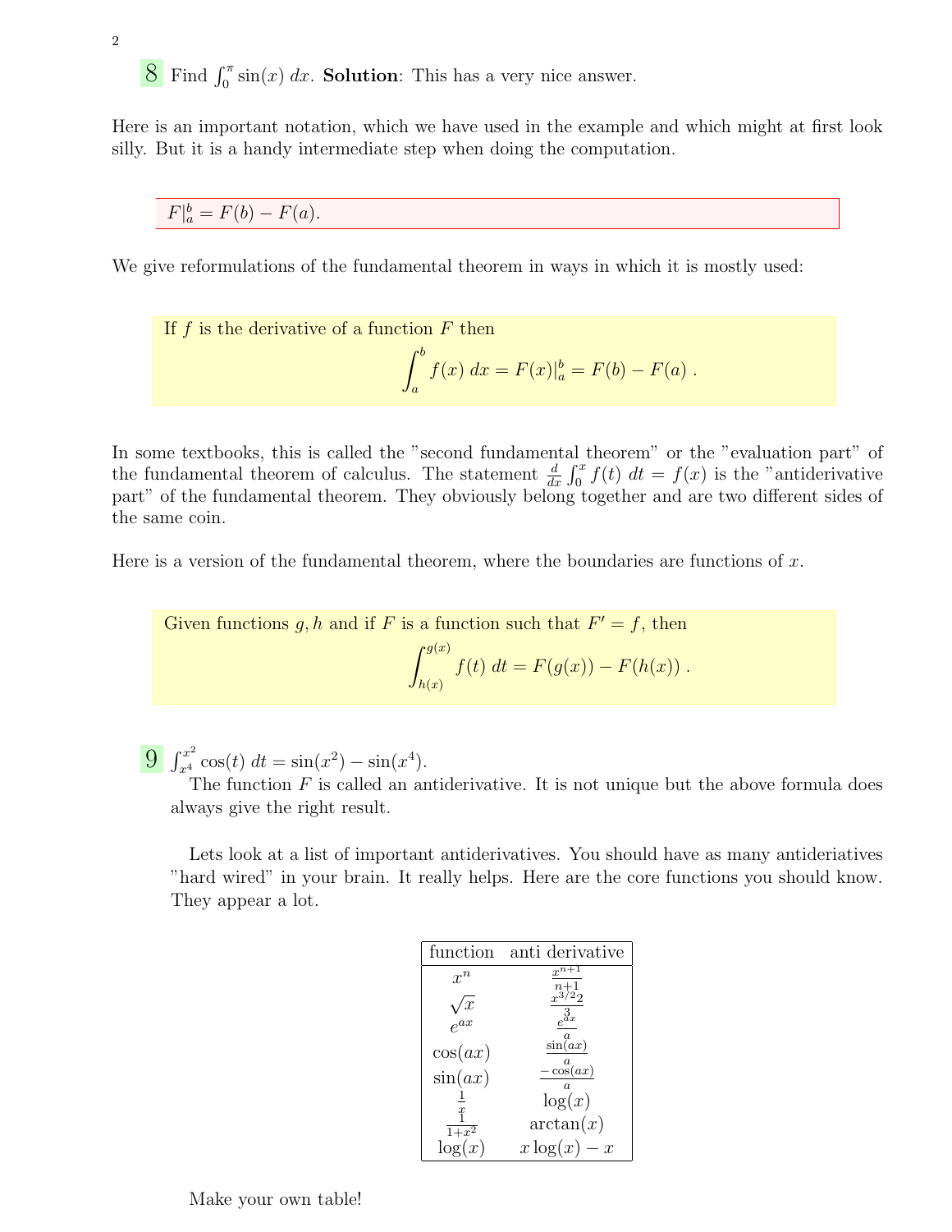**8** Find $\int_0^\pi \sin(x)\, dx$. **Solution**: This has a very nice answer.

Here is an important notation, which we have used in the example and which might at first look silly. But it is a handy intermediate step when doing the computation.

$F|_a^b = F(b) - F(a)$.

We give reformulations of the fundamental theorem in ways in which it is mostly used:

If $f$ is the derivative of a function $F$ then

$$\int_a^b f(x)\, dx = F(x)|_a^b = F(b) - F(a)\ .$$

In some textbooks, this is called the "second fundamental theorem" or the "evaluation part" of the fundamental theorem of calculus. The statement $\frac{d}{dx}\int_0^x f(t)\, dt = f(x)$ is the "antiderivative part" of the fundamental theorem. They obviously belong together and are two different sides of the same coin.

Here is a version of the fundamental theorem, where the boundaries are functions of $x$.

Given functions $g, h$ and if $F$ is a function such that $F' = f$, then

$$\int_{h(x)}^{g(x)} f(t)\, dt = F(g(x)) - F(h(x))\ .$$

**9** $\int_{x^4}^{x^2} \cos(t)\, dt = \sin(x^2) - \sin(x^4)$.

The function $F$ is called an antiderivative. It is not unique but the above formula does always give the right result.

Lets look at a list of important antiderivatives. You should have as many antideriatives "hard wired" in your brain. It really helps. Here are the core functions you should know. They appear a lot.

| function | anti derivative |
|---|---|
| $x^n$ | $\frac{x^{n+1}}{n+1}$ |
| $\sqrt{x}$ | $\frac{x^{3/2}2}{3}$ |
| $e^{ax}$ | $\frac{e^{ax}}{a}$ |
| $\cos(ax)$ | $\frac{\sin(ax)}{a}$ |
| $\sin(ax)$ | $\frac{-\cos(ax)}{a}$ |
| $\frac{1}{x}$ | $\log(x)$ |
| $\frac{1}{1+x^2}$ | $\arctan(x)$ |
| $\log(x)$ | $x\log(x) - x$ |

Make your own table!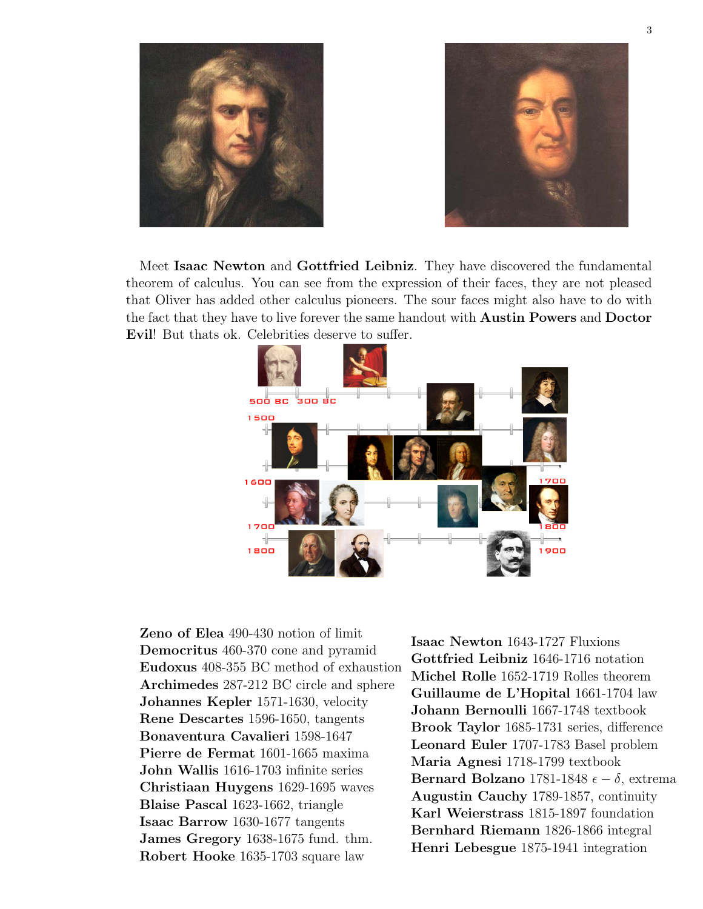Meet **Isaac Newton** and **Gottfried Leibniz**. They have discovered the fundamental theorem of calculus. You can see from the expression of their faces, they are not pleased that Oliver has added other calculus pioneers. The sour faces might also have to do with the fact that they have to live forever the same handout with **Austin Powers** and **Doctor Evil**! But thats ok. Celebrities deserve to suffer.

**Zeno of Elea** 490-430 notion of limit
**Democritus** 460-370 cone and pyramid
**Eudoxus** 408-355 BC method of exhaustion
**Archimedes** 287-212 BC circle and sphere
**Johannes Kepler** 1571-1630, velocity
**Rene Descartes** 1596-1650, tangents
**Bonaventura Cavalieri** 1598-1647
**Pierre de Fermat** 1601-1665 maxima
**John Wallis** 1616-1703 infinite series
**Christiaan Huygens** 1629-1695 waves
**Blaise Pascal** 1623-1662, triangle
**Isaac Barrow** 1630-1677 tangents
**James Gregory** 1638-1675 fund. thm.
**Robert Hooke** 1635-1703 square law
**Isaac Newton** 1643-1727 Fluxions
**Gottfried Leibniz** 1646-1716 notation
**Michel Rolle** 1652-1719 Rolles theorem
**Guillaume de L'Hopital** 1661-1704 law
**Johann Bernoulli** 1667-1748 textbook
**Brook Taylor** 1685-1731 series, difference
**Leonard Euler** 1707-1783 Basel problem
**Maria Agnesi** 1718-1799 textbook
**Bernard Bolzano** 1781-1848 $\epsilon - \delta$, extrema
**Augustin Cauchy** 1789-1857, continuity
**Karl Weierstrass** 1815-1897 foundation
**Bernhard Riemann** 1826-1866 integral
**Henri Lebesgue** 1875-1941 integration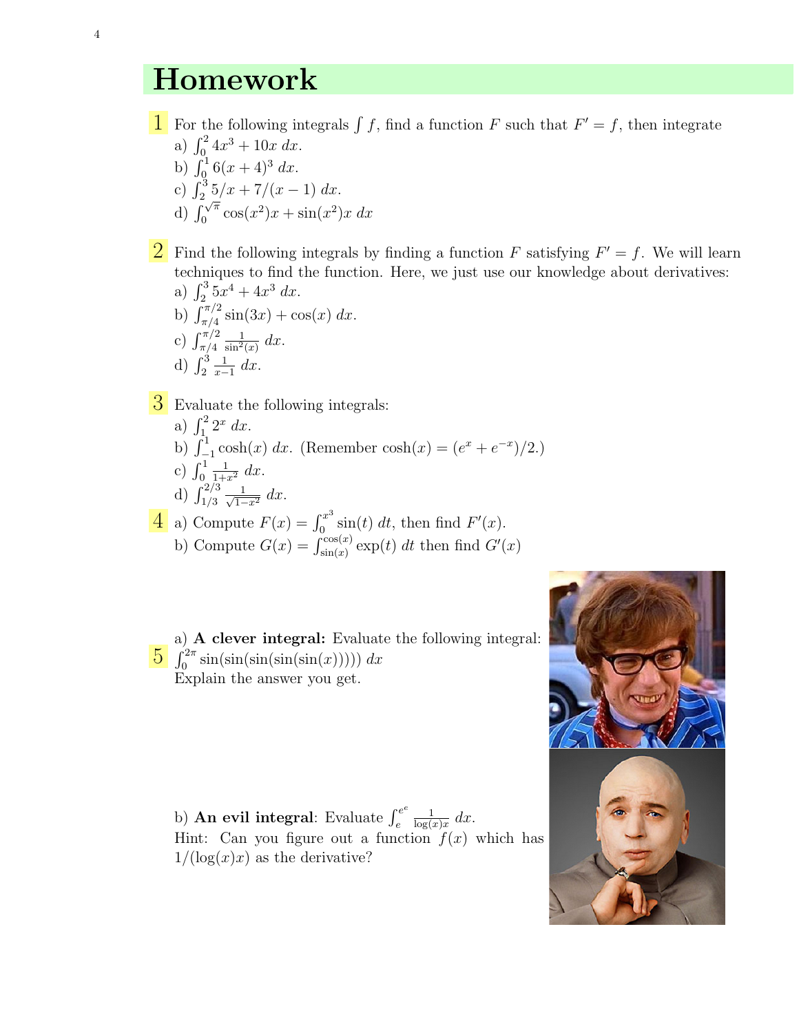# Homework

**1** For the following integrals $\int f$, find a function $F$ such that $F' = f$, then integrate

a) $\int_0^2 4x^3 + 10x \, dx$.

b) $\int_0^1 6(x+4)^3 \, dx$.

c) $\int_2^3 5/x + 7/(x-1) \, dx$.

d) $\int_0^{\sqrt{\pi}} \cos(x^2)x + \sin(x^2)x \, dx$

**2** Find the following integrals by finding a function $F$ satisfying $F' = f$. We will learn techniques to find the function. Here, we just use our knowledge about derivatives:

a) $\int_2^3 5x^4 + 4x^3 \, dx$.

b) $\int_{\pi/4}^{\pi/2} \sin(3x) + \cos(x) \, dx$.

c) $\int_{\pi/4}^{\pi/2} \frac{1}{\sin^2(x)} \, dx$.

d) $\int_2^3 \frac{1}{x-1} \, dx$.

**3** Evaluate the following integrals:

a) $\int_1^2 2^x \, dx$.

b) $\int_{-1}^1 \cosh(x) \, dx$. (Remember $\cosh(x) = (e^x + e^{-x})/2$.)

c) $\int_0^1 \frac{1}{1+x^2} \, dx$.

d) $\int_{1/3}^{2/3} \frac{1}{\sqrt{1-x^2}} \, dx$.

**4** a) Compute $F(x) = \int_0^{x^3} \sin(t) \, dt$, then find $F'(x)$.

b) Compute $G(x) = \int_{\sin(x)}^{\cos(x)} \exp(t) \, dt$ then find $G'(x)$

**5** a) **A clever integral:** Evaluate the following integral: $\int_0^{2\pi} \sin(\sin(\sin(\sin(\sin(x))))) \, dx$
Explain the answer you get.

b) **An evil integral**: Evaluate $\int_e^{e^e} \frac{1}{\log(x)x} \, dx$.
Hint: Can you figure out a function $f(x)$ which has $1/(\log(x)x)$ as the derivative?